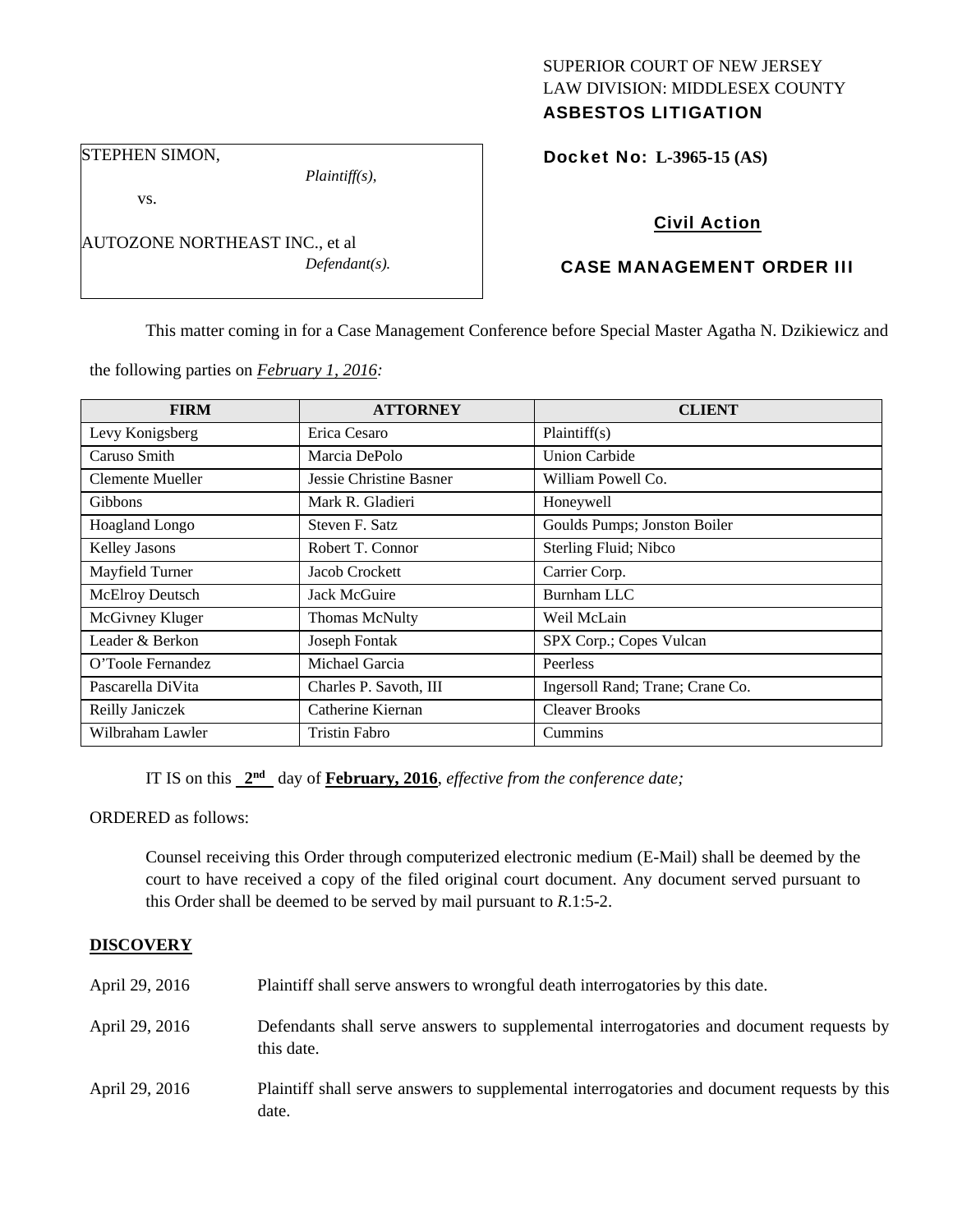SUPERIOR COURT OF NEW JERSEY
LAW DIVISION: MIDDLESEX COUNTY
**ASBESTOS LITIGATION**

STEPHEN SIMON,
*Plaintiff(s),*

vs.

AUTOZONE NORTHEAST INC., et al
*Defendant(s).*

**Docket No: L-3965-15 (AS)**

**Civil Action**

**CASE MANAGEMENT ORDER III**

This matter coming in for a Case Management Conference before Special Master Agatha N. Dzikiewicz and the following parties on *February 1, 2016:*

| FIRM | ATTORNEY | CLIENT |
|---|---|---|
| Levy Konigsberg | Erica Cesaro | Plaintiff(s) |
| Caruso Smith | Marcia DePolo | Union Carbide |
| Clemente Mueller | Jessie Christine Basner | William Powell Co. |
| Gibbons | Mark R. Gladieri | Honeywell |
| Hoagland Longo | Steven F. Satz | Goulds Pumps; Jonston Boiler |
| Kelley Jasons | Robert T. Connor | Sterling Fluid; Nibco |
| Mayfield Turner | Jacob Crockett | Carrier Corp. |
| McElroy Deutsch | Jack McGuire | Burnham LLC |
| McGivney Kluger | Thomas McNulty | Weil McLain |
| Leader & Berkon | Joseph Fontak | SPX Corp.; Copes Vulcan |
| O'Toole Fernandez | Michael Garcia | Peerless |
| Pascarella DiVita | Charles P. Savoth, III | Ingersoll Rand; Trane; Crane Co. |
| Reilly Janiczek | Catherine Kiernan | Cleaver Brooks |
| Wilbraham Lawler | Tristin Fabro | Cummins |

IT IS on this **2nd** day of **February, 2016**, *effective from the conference date;*

ORDERED as follows:

Counsel receiving this Order through computerized electronic medium (E-Mail) shall be deemed by the court to have received a copy of the filed original court document. Any document served pursuant to this Order shall be deemed to be served by mail pursuant to *R*.1:5-2.

**DISCOVERY**

April 29, 2016 — Plaintiff shall serve answers to wrongful death interrogatories by this date.

April 29, 2016 — Defendants shall serve answers to supplemental interrogatories and document requests by this date.

April 29, 2016 — Plaintiff shall serve answers to supplemental interrogatories and document requests by this date.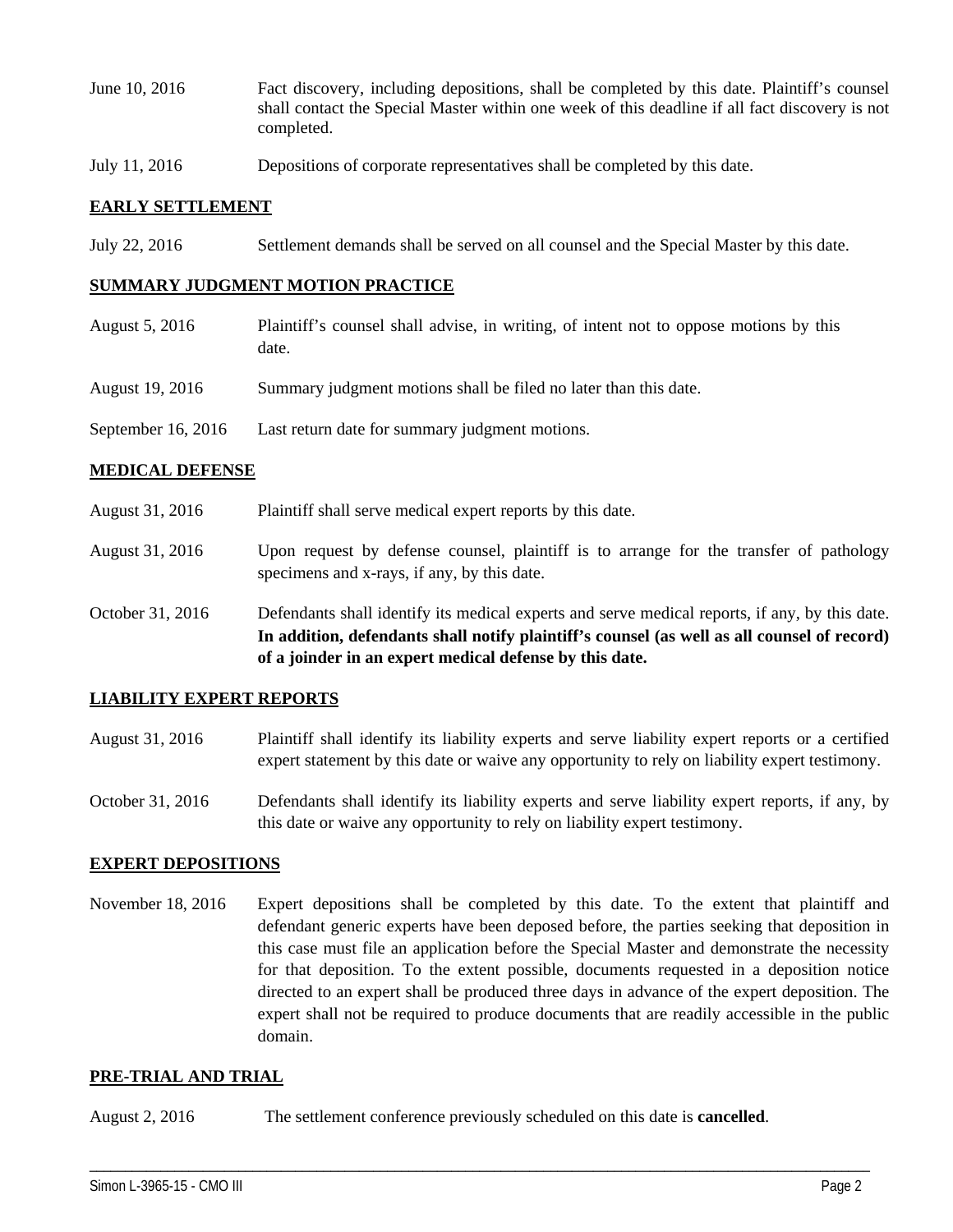June 10, 2016 Fact discovery, including depositions, shall be completed by this date. Plaintiff's counsel shall contact the Special Master within one week of this deadline if all fact discovery is not completed.

July 11, 2016 Depositions of corporate representatives shall be completed by this date.

**EARLY SETTLEMENT**

July 22, 2016 Settlement demands shall be served on all counsel and the Special Master by this date.

**SUMMARY JUDGMENT MOTION PRACTICE**

August 5, 2016 Plaintiff's counsel shall advise, in writing, of intent not to oppose motions by this date.

August 19, 2016 Summary judgment motions shall be filed no later than this date.

September 16, 2016 Last return date for summary judgment motions.

**MEDICAL DEFENSE**

August 31, 2016 Plaintiff shall serve medical expert reports by this date.

August 31, 2016 Upon request by defense counsel, plaintiff is to arrange for the transfer of pathology specimens and x-rays, if any, by this date.

October 31, 2016 Defendants shall identify its medical experts and serve medical reports, if any, by this date. **In addition, defendants shall notify plaintiff's counsel (as well as all counsel of record) of a joinder in an expert medical defense by this date.**

**LIABILITY EXPERT REPORTS**

August 31, 2016 Plaintiff shall identify its liability experts and serve liability expert reports or a certified expert statement by this date or waive any opportunity to rely on liability expert testimony.

October 31, 2016 Defendants shall identify its liability experts and serve liability expert reports, if any, by this date or waive any opportunity to rely on liability expert testimony.

**EXPERT DEPOSITIONS**

November 18, 2016 Expert depositions shall be completed by this date. To the extent that plaintiff and defendant generic experts have been deposed before, the parties seeking that deposition in this case must file an application before the Special Master and demonstrate the necessity for that deposition. To the extent possible, documents requested in a deposition notice directed to an expert shall be produced three days in advance of the expert deposition. The expert shall not be required to produce documents that are readily accessible in the public domain.

**PRE-TRIAL AND TRIAL**

August 2, 2016 The settlement conference previously scheduled on this date is **cancelled**.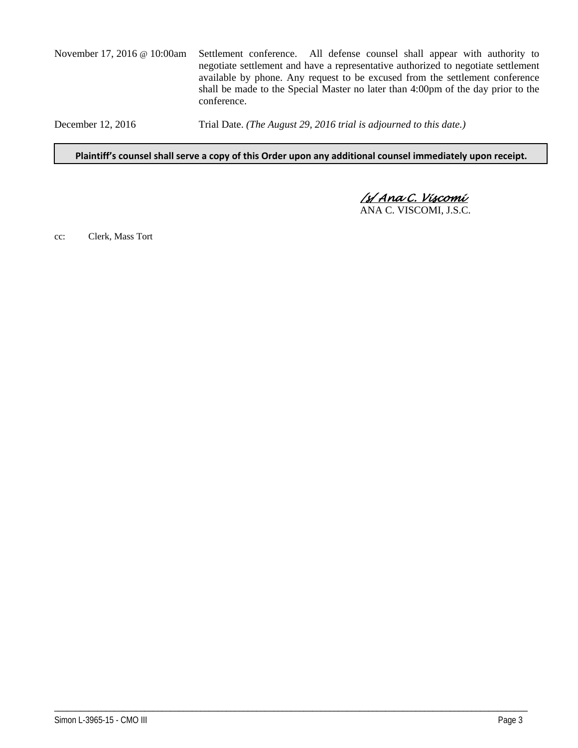| | |
|---|---|
| November 17, 2016 @ 10:00am | Settlement conference. All defense counsel shall appear with authority to negotiate settlement and have a representative authorized to negotiate settlement available by phone. Any request to be excused from the settlement conference shall be made to the Special Master no later than 4:00pm of the day prior to the conference. |
| December 12, 2016 | Trial Date. *(The August 29, 2016 trial is adjourned to this date.)* |

**Plaintiff's counsel shall serve a copy of this Order upon any additional counsel immediately upon receipt.**

*/s/ Ana C. Viscomi*
ANA C. VISCOMI, J.S.C.

cc: Clerk, Mass Tort